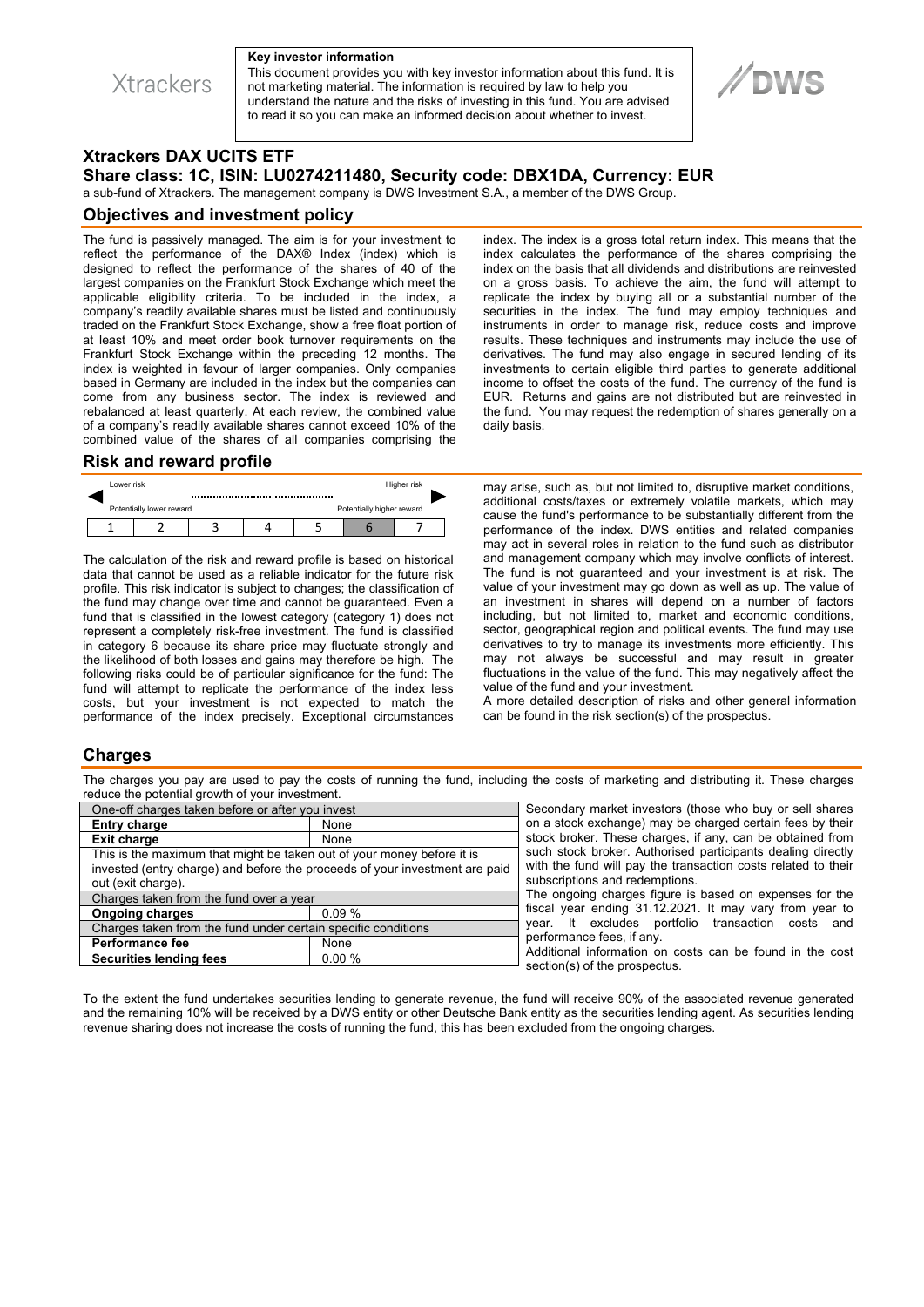Xtrackers

**Key investor information**

This document provides you with key investor information about this fund. It is not marketing material. The information is required by law to help you understand the nature and the risks of investing in this fund. You are advised to read it so you can make an informed decision about whether to invest.

DWS

# Xtrackers DAX UCITS ETF

## Share class: 1C, ISIN: LU0274211480, Security code: DBX1DA, Currency: EUR

a sub-fund of Xtrackers. The management company is DWS Investment S.A., a member of the DWS Group.

## Objectives and investment policy

The fund is passively managed. The aim is for your investment to reflect the performance of the DAX® Index (index) which is designed to reflect the performance of the shares of 40 of the largest companies on the Frankfurt Stock Exchange which meet the applicable eligibility criteria. To be included in the index, a company's readily available shares must be listed and continuously traded on the Frankfurt Stock Exchange, show a free float portion of at least 10% and meet order book turnover requirements on the Frankfurt Stock Exchange within the preceding 12 months. The index is weighted in favour of larger companies. Only companies based in Germany are included in the index but the companies can come from any business sector. The index is reviewed and rebalanced at least quarterly. At each review, the combined value of a company's readily available shares cannot exceed 10% of the combined value of the shares of all companies comprising the index. The index is a gross total return index. This means that the index calculates the performance of the shares comprising the index on the basis that all dividends and distributions are reinvested on a gross basis. To achieve the aim, the fund will attempt to replicate the index by buying all or a substantial number of the securities in the index. The fund may employ techniques and instruments in order to manage risk, reduce costs and improve results. These techniques and instruments may include the use of derivatives. The fund may also engage in secured lending of its investments to certain eligible third parties to generate additional income to offset the costs of the fund. The currency of the fund is EUR. Returns and gains are not distributed but are reinvested in the fund. You may request the redemption of shares generally on a daily basis.

## Risk and reward profile

Lower risk — Higher risk

Potentially lower reward — Potentially higher reward

| 1 | 2 | 3 | 4 | 5 | **6** | 7 |
|---|---|---|---|---|---|---|

The calculation of the risk and reward profile is based on historical data that cannot be used as a reliable indicator for the future risk profile. This risk indicator is subject to changes; the classification of the fund may change over time and cannot be guaranteed. Even a fund that is classified in the lowest category (category 1) does not represent a completely risk-free investment. The fund is classified in category 6 because its share price may fluctuate strongly and the likelihood of both losses and gains may therefore be high. The following risks could be of particular significance for the fund: The fund will attempt to replicate the performance of the index less costs, but your investment is not expected to match the performance of the index precisely. Exceptional circumstances may arise, such as, but not limited to, disruptive market conditions, additional costs/taxes or extremely volatile markets, which may cause the fund's performance to be substantially different from the performance of the index. DWS entities and related companies may act in several roles in relation to the fund such as distributor and management company which may involve conflicts of interest. The fund is not guaranteed and your investment is at risk. The value of your investment may go down as well as up. The value of an investment in shares will depend on a number of factors including, but not limited to, market and economic conditions, sector, geographical region and political events. The fund may use derivatives to try to manage its investments more efficiently. This may not always be successful and may result in greater fluctuations in the value of the fund. This may negatively affect the value of the fund and your investment.

A more detailed description of risks and other general information can be found in the risk section(s) of the prospectus.

## Charges

The charges you pay are used to pay the costs of running the fund, including the costs of marketing and distributing it. These charges reduce the potential growth of your investment.

| One-off charges taken before or after you invest | |
|---|---|
| **Entry charge** | None |
| **Exit charge** | None |
| This is the maximum that might be taken out of your money before it is invested (entry charge) and before the proceeds of your investment are paid out (exit charge). | |
| Charges taken from the fund over a year | |
| **Ongoing charges** | 0.09 % |
| Charges taken from the fund under certain specific conditions | |
| **Performance fee** | None |
| **Securities lending fees** | 0.00 % |

Secondary market investors (those who buy or sell shares on a stock exchange) may be charged certain fees by their stock broker. These charges, if any, can be obtained from such stock broker. Authorised participants dealing directly with the fund will pay the transaction costs related to their subscriptions and redemptions.

The ongoing charges figure is based on expenses for the fiscal year ending 31.12.2021. It may vary from year to year. It excludes portfolio transaction costs and performance fees, if any.

Additional information on costs can be found in the cost section(s) of the prospectus.

To the extent the fund undertakes securities lending to generate revenue, the fund will receive 90% of the associated revenue generated and the remaining 10% will be received by a DWS entity or other Deutsche Bank entity as the securities lending agent. As securities lending revenue sharing does not increase the costs of running the fund, this has been excluded from the ongoing charges.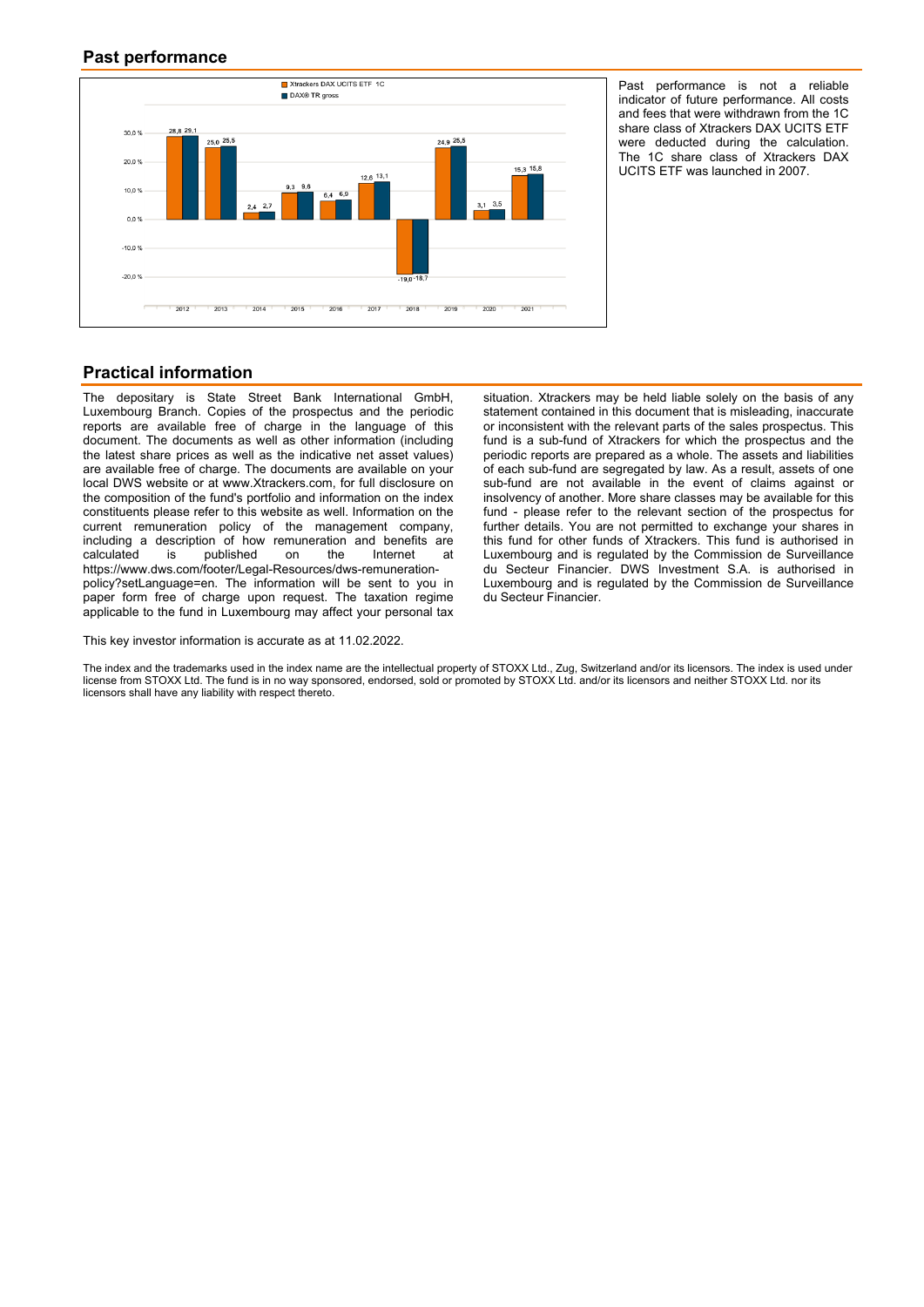## Past performance

Xtrackers DAX UCITS ETF 1C
DAX® TR gross

30,0 %
20,0 %
10,0 %
0,0 %
-10,0 %
-20,0 %

28,8 29,1
25,0 25,5
2,4 2,7
9,3 9,6
6,4 6,9
12,6 13,1
-19,0 -18,7
24,9 25,5
3,1 3,5
15,3 15,8

2012 2013 2014 2015 2016 2017 2018 2019 2020 2021

Past performance is not a reliable indicator of future performance. All costs and fees that were withdrawn from the 1C share class of Xtrackers DAX UCITS ETF were deducted during the calculation. The 1C share class of Xtrackers DAX UCITS ETF was launched in 2007.

## Practical information

The depositary is State Street Bank International GmbH, Luxembourg Branch. Copies of the prospectus and the periodic reports are available free of charge in the language of this document. The documents as well as other information (including the latest share prices as well as the indicative net asset values) are available free of charge. The documents are available on your local DWS website or at www.Xtrackers.com, for full disclosure on the composition of the fund's portfolio and information on the index constituents please refer to this website as well. Information on the current remuneration policy of the management company, including a description of how remuneration and benefits are calculated is published on the Internet at https://www.dws.com/footer/Legal-Resources/dws-remuneration-policy?setLanguage=en. The information will be sent to you in paper form free of charge upon request. The taxation regime applicable to the fund in Luxembourg may affect your personal tax situation. Xtrackers may be held liable solely on the basis of any statement contained in this document that is misleading, inaccurate or inconsistent with the relevant parts of the sales prospectus. This fund is a sub-fund of Xtrackers for which the prospectus and the periodic reports are prepared as a whole. The assets and liabilities of each sub-fund are segregated by law. As a result, assets of one sub-fund are not available in the event of claims against or insolvency of another. More share classes may be available for this fund - please refer to the relevant section of the prospectus for further details. You are not permitted to exchange your shares in this fund for other funds of Xtrackers. This fund is authorised in Luxembourg and is regulated by the Commission de Surveillance du Secteur Financier. DWS Investment S.A. is authorised in Luxembourg and is regulated by the Commission de Surveillance du Secteur Financier.

This key investor information is accurate as at 11.02.2022.

The index and the trademarks used in the index name are the intellectual property of STOXX Ltd., Zug, Switzerland and/or its licensors. The index is used under license from STOXX Ltd. The fund is in no way sponsored, endorsed, sold or promoted by STOXX Ltd. and/or its licensors and neither STOXX Ltd. nor its licensors shall have any liability with respect thereto.